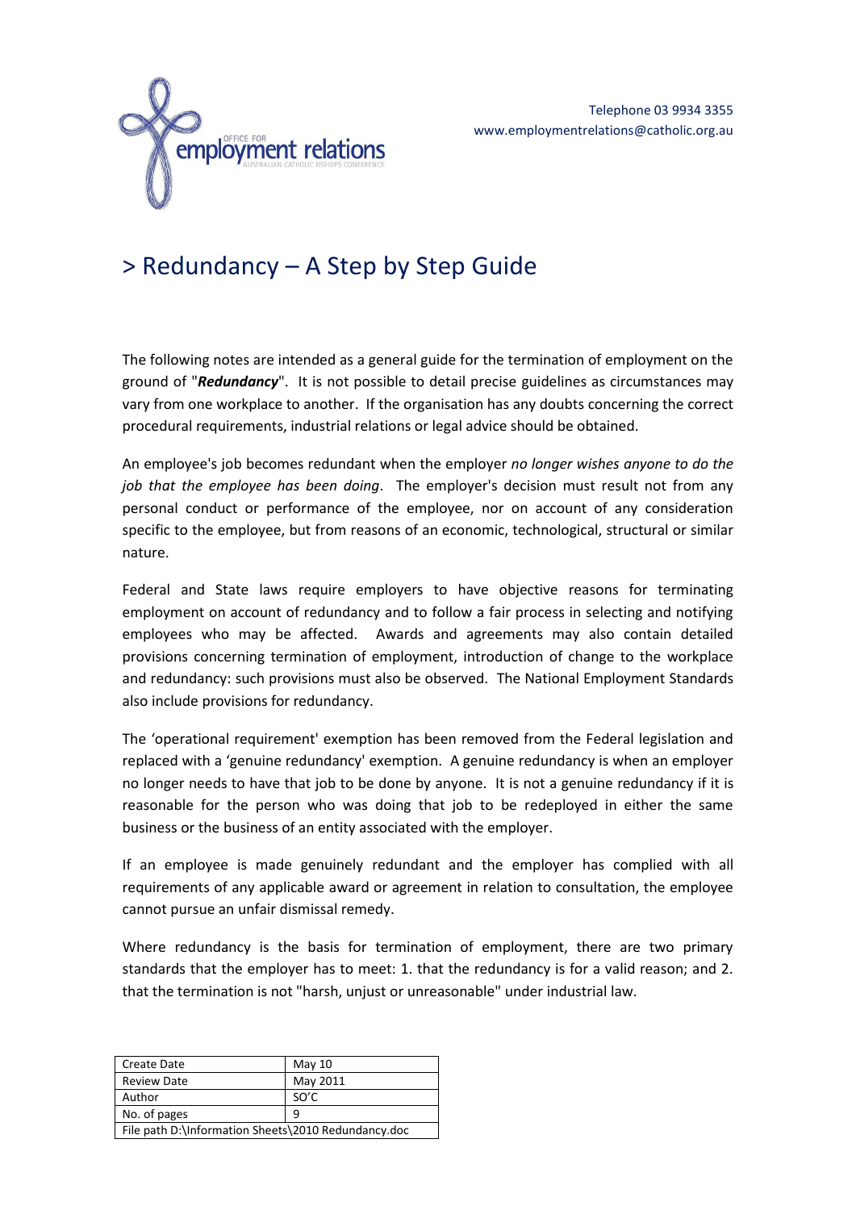Telephone 03 9934 3355
www.employmentrelations@catholic.org.au

# > Redundancy – A Step by Step Guide

The following notes are intended as a general guide for the termination of employment on the ground of "***Redundancy***". It is not possible to detail precise guidelines as circumstances may vary from one workplace to another. If the organisation has any doubts concerning the correct procedural requirements, industrial relations or legal advice should be obtained.

An employee's job becomes redundant when the employer *no longer wishes anyone to do the job that the employee has been doing*. The employer's decision must result not from any personal conduct or performance of the employee, nor on account of any consideration specific to the employee, but from reasons of an economic, technological, structural or similar nature.

Federal and State laws require employers to have objective reasons for terminating employment on account of redundancy and to follow a fair process in selecting and notifying employees who may be affected. Awards and agreements may also contain detailed provisions concerning termination of employment, introduction of change to the workplace and redundancy: such provisions must also be observed. The National Employment Standards also include provisions for redundancy.

The 'operational requirement' exemption has been removed from the Federal legislation and replaced with a 'genuine redundancy' exemption. A genuine redundancy is when an employer no longer needs to have that job to be done by anyone. It is not a genuine redundancy if it is reasonable for the person who was doing that job to be redeployed in either the same business or the business of an entity associated with the employer.

If an employee is made genuinely redundant and the employer has complied with all requirements of any applicable award or agreement in relation to consultation, the employee cannot pursue an unfair dismissal remedy.

Where redundancy is the basis for termination of employment, there are two primary standards that the employer has to meet: 1. that the redundancy is for a valid reason; and 2. that the termination is not "harsh, unjust or unreasonable" under industrial law.

| Create Date | May 10 |
|---|---|
| Review Date | May 2011 |
| Author | SO'C |
| No. of pages | 9 |
| File path D:\Information Sheets\2010 Redundancy.doc | |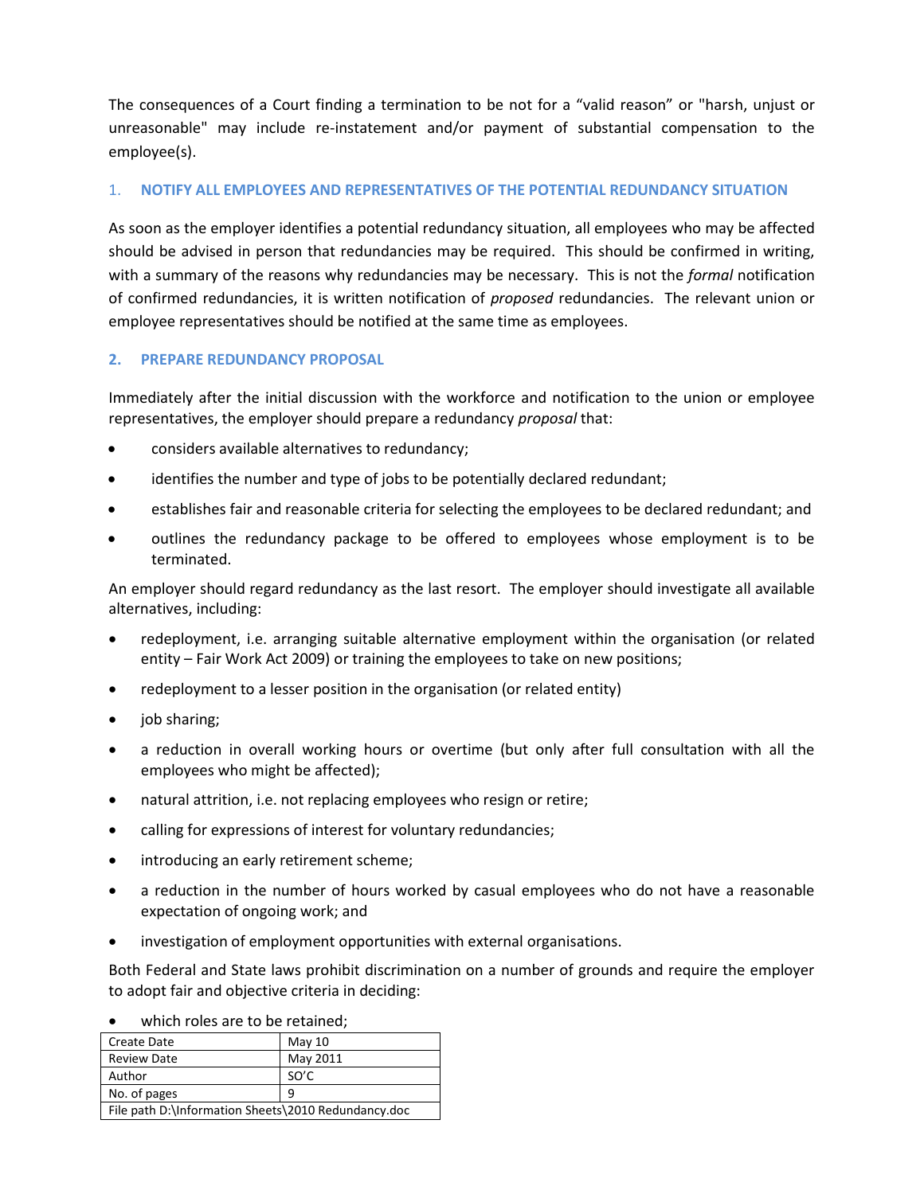The consequences of a Court finding a termination to be not for a "valid reason" or "harsh, unjust or unreasonable" may include re-instatement and/or payment of substantial compensation to the employee(s).

## 1. NOTIFY ALL EMPLOYEES AND REPRESENTATIVES OF THE POTENTIAL REDUNDANCY SITUATION

As soon as the employer identifies a potential redundancy situation, all employees who may be affected should be advised in person that redundancies may be required. This should be confirmed in writing, with a summary of the reasons why redundancies may be necessary. This is not the *formal* notification of confirmed redundancies, it is written notification of *proposed* redundancies. The relevant union or employee representatives should be notified at the same time as employees.

## 2. PREPARE REDUNDANCY PROPOSAL

Immediately after the initial discussion with the workforce and notification to the union or employee representatives, the employer should prepare a redundancy *proposal* that:

- considers available alternatives to redundancy;
- identifies the number and type of jobs to be potentially declared redundant;
- establishes fair and reasonable criteria for selecting the employees to be declared redundant; and
- outlines the redundancy package to be offered to employees whose employment is to be terminated.

An employer should regard redundancy as the last resort. The employer should investigate all available alternatives, including:

- redeployment, i.e. arranging suitable alternative employment within the organisation (or related entity – Fair Work Act 2009) or training the employees to take on new positions;
- redeployment to a lesser position in the organisation (or related entity)
- job sharing;
- a reduction in overall working hours or overtime (but only after full consultation with all the employees who might be affected);
- natural attrition, i.e. not replacing employees who resign or retire;
- calling for expressions of interest for voluntary redundancies;
- introducing an early retirement scheme;
- a reduction in the number of hours worked by casual employees who do not have a reasonable expectation of ongoing work; and
- investigation of employment opportunities with external organisations.

Both Federal and State laws prohibit discrimination on a number of grounds and require the employer to adopt fair and objective criteria in deciding:

- which roles are to be retained;

| Create Date | May 10 |
|---|---|
| Review Date | May 2011 |
| Author | SO'C |
| No. of pages | 9 |
| File path D:\Information Sheets\2010 Redundancy.doc | |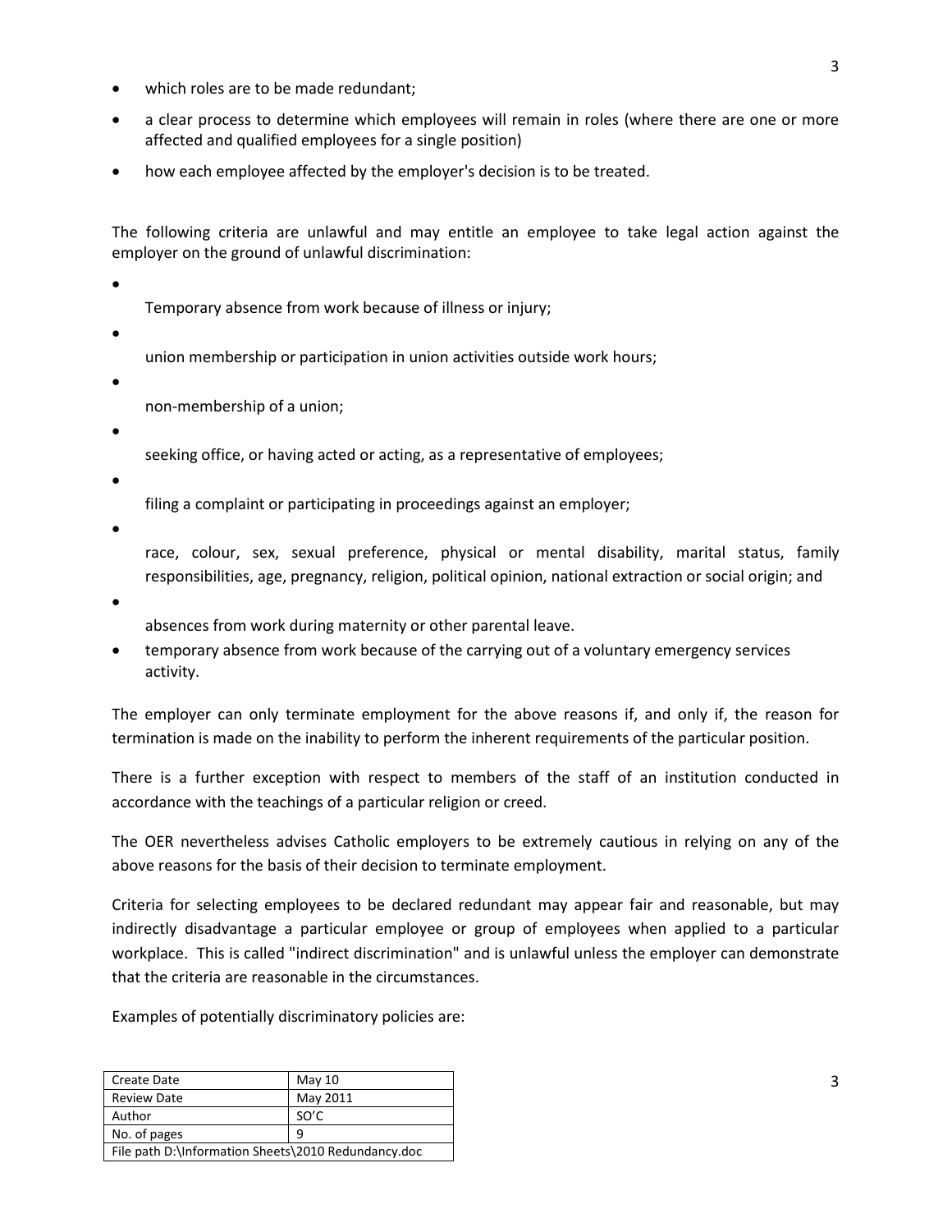- which roles are to be made redundant;
- a clear process to determine which employees will remain in roles (where there are one or more affected and qualified employees for a single position)
- how each employee affected by the employer's decision is to be treated.

The following criteria are unlawful and may entitle an employee to take legal action against the employer on the ground of unlawful discrimination:

- Temporary absence from work because of illness or injury;
- union membership or participation in union activities outside work hours;
- non-membership of a union;
- seeking office, or having acted or acting, as a representative of employees;
- filing a complaint or participating in proceedings against an employer;
- race, colour, sex, sexual preference, physical or mental disability, marital status, family responsibilities, age, pregnancy, religion, political opinion, national extraction or social origin; and
- absences from work during maternity or other parental leave.
- temporary absence from work because of the carrying out of a voluntary emergency services activity.

The employer can only terminate employment for the above reasons if, and only if, the reason for termination is made on the inability to perform the inherent requirements of the particular position.

There is a further exception with respect to members of the staff of an institution conducted in accordance with the teachings of a particular religion or creed.

The OER nevertheless advises Catholic employers to be extremely cautious in relying on any of the above reasons for the basis of their decision to terminate employment.

Criteria for selecting employees to be declared redundant may appear fair and reasonable, but may indirectly disadvantage a particular employee or group of employees when applied to a particular workplace. This is called "indirect discrimination" and is unlawful unless the employer can demonstrate that the criteria are reasonable in the circumstances.

Examples of potentially discriminatory policies are:

| Create Date | May 10 |
|---|---|
| Review Date | May 2011 |
| Author | SO'C |
| No. of pages | 9 |
| File path D:\Information Sheets\2010 Redundancy.doc | |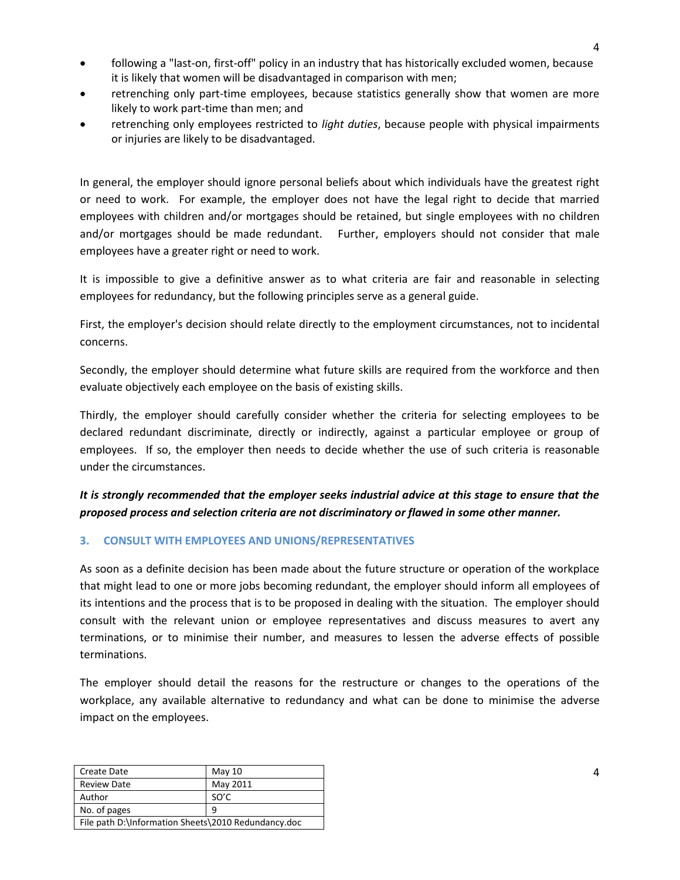- following a "last-on, first-off" policy in an industry that has historically excluded women, because it is likely that women will be disadvantaged in comparison with men;
- retrenching only part-time employees, because statistics generally show that women are more likely to work part-time than men; and
- retrenching only employees restricted to *light duties*, because people with physical impairments or injuries are likely to be disadvantaged.

In general, the employer should ignore personal beliefs about which individuals have the greatest right or need to work. For example, the employer does not have the legal right to decide that married employees with children and/or mortgages should be retained, but single employees with no children and/or mortgages should be made redundant. Further, employers should not consider that male employees have a greater right or need to work.

It is impossible to give a definitive answer as to what criteria are fair and reasonable in selecting employees for redundancy, but the following principles serve as a general guide.

First, the employer's decision should relate directly to the employment circumstances, not to incidental concerns.

Secondly, the employer should determine what future skills are required from the workforce and then evaluate objectively each employee on the basis of existing skills.

Thirdly, the employer should carefully consider whether the criteria for selecting employees to be declared redundant discriminate, directly or indirectly, against a particular employee or group of employees. If so, the employer then needs to decide whether the use of such criteria is reasonable under the circumstances.

***It is strongly recommended that the employer seeks industrial advice at this stage to ensure that the proposed process and selection criteria are not discriminatory or flawed in some other manner.***

## 3. CONSULT WITH EMPLOYEES AND UNIONS/REPRESENTATIVES

As soon as a definite decision has been made about the future structure or operation of the workplace that might lead to one or more jobs becoming redundant, the employer should inform all employees of its intentions and the process that is to be proposed in dealing with the situation. The employer should consult with the relevant union or employee representatives and discuss measures to avert any terminations, or to minimise their number, and measures to lessen the adverse effects of possible terminations.

The employer should detail the reasons for the restructure or changes to the operations of the workplace, any available alternative to redundancy and what can be done to minimise the adverse impact on the employees.

| Create Date | May 10 |
| --- | --- |
| Review Date | May 2011 |
| Author | SO'C |
| No. of pages | 9 |
| File path D:\Information Sheets\2010 Redundancy.doc | |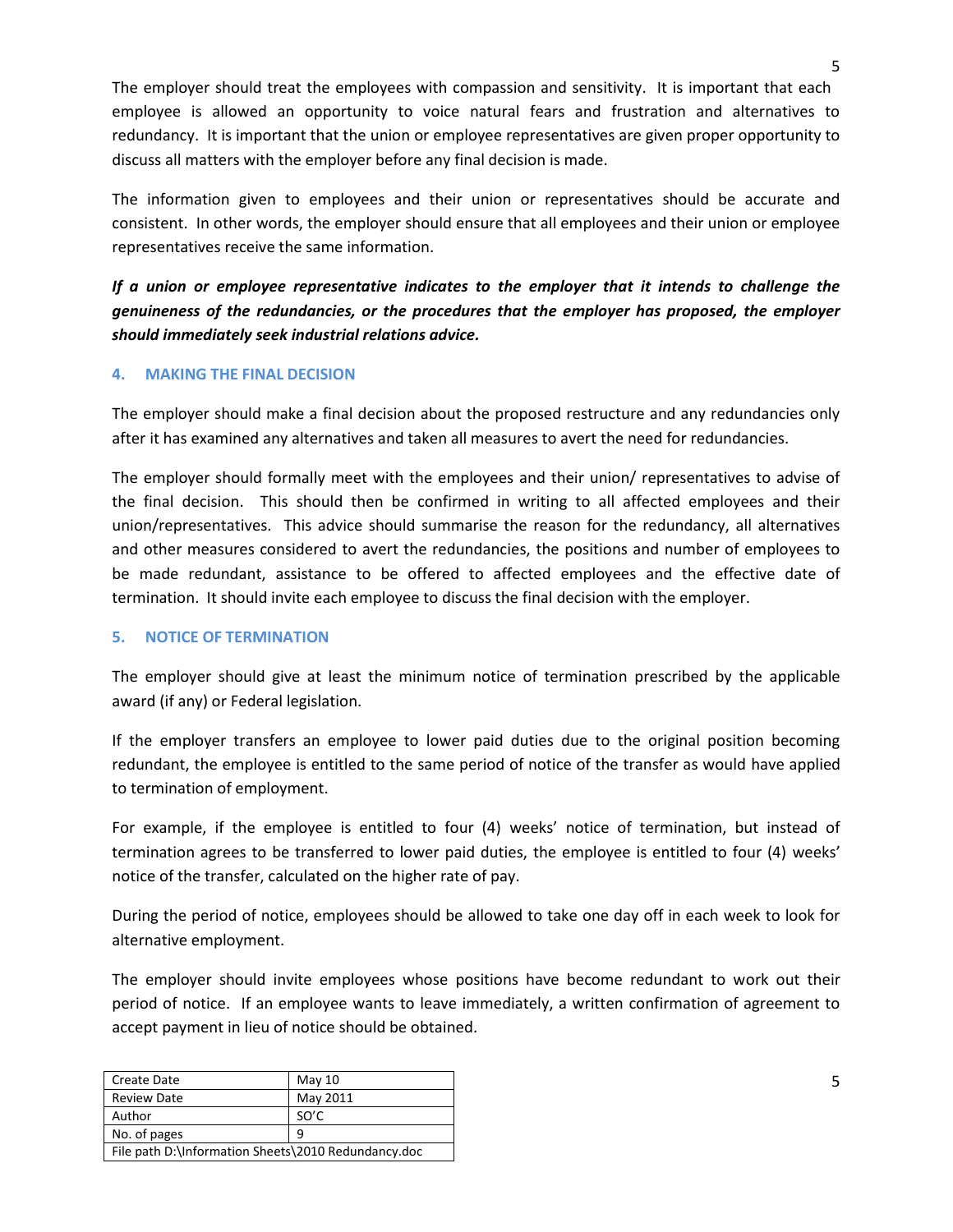The employer should treat the employees with compassion and sensitivity. It is important that each employee is allowed an opportunity to voice natural fears and frustration and alternatives to redundancy. It is important that the union or employee representatives are given proper opportunity to discuss all matters with the employer before any final decision is made.

The information given to employees and their union or representatives should be accurate and consistent. In other words, the employer should ensure that all employees and their union or employee representatives receive the same information.

***If a union or employee representative indicates to the employer that it intends to challenge the genuineness of the redundancies, or the procedures that the employer has proposed, the employer should immediately seek industrial relations advice.***

## 4. MAKING THE FINAL DECISION

The employer should make a final decision about the proposed restructure and any redundancies only after it has examined any alternatives and taken all measures to avert the need for redundancies.

The employer should formally meet with the employees and their union/ representatives to advise of the final decision. This should then be confirmed in writing to all affected employees and their union/representatives. This advice should summarise the reason for the redundancy, all alternatives and other measures considered to avert the redundancies, the positions and number of employees to be made redundant, assistance to be offered to affected employees and the effective date of termination. It should invite each employee to discuss the final decision with the employer.

## 5. NOTICE OF TERMINATION

The employer should give at least the minimum notice of termination prescribed by the applicable award (if any) or Federal legislation.

If the employer transfers an employee to lower paid duties due to the original position becoming redundant, the employee is entitled to the same period of notice of the transfer as would have applied to termination of employment.

For example, if the employee is entitled to four (4) weeks' notice of termination, but instead of termination agrees to be transferred to lower paid duties, the employee is entitled to four (4) weeks' notice of the transfer, calculated on the higher rate of pay.

During the period of notice, employees should be allowed to take one day off in each week to look for alternative employment.

The employer should invite employees whose positions have become redundant to work out their period of notice. If an employee wants to leave immediately, a written confirmation of agreement to accept payment in lieu of notice should be obtained.

| Create Date | May 10 |
|---|---|
| Review Date | May 2011 |
| Author | SO'C |
| No. of pages | 9 |
| File path D:\Information Sheets\2010 Redundancy.doc | |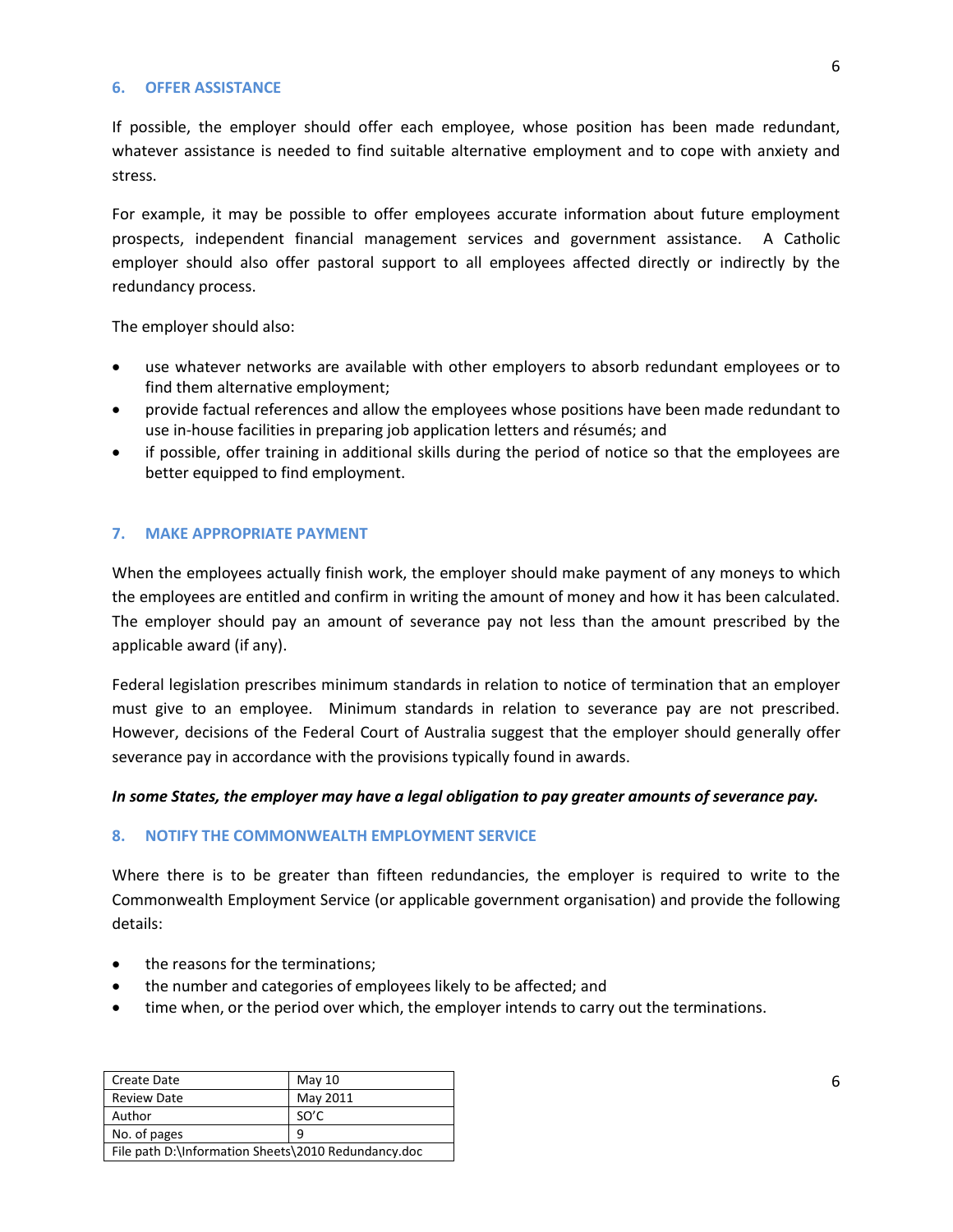## 6. OFFER ASSISTANCE

If possible, the employer should offer each employee, whose position has been made redundant, whatever assistance is needed to find suitable alternative employment and to cope with anxiety and stress.

For example, it may be possible to offer employees accurate information about future employment prospects, independent financial management services and government assistance. A Catholic employer should also offer pastoral support to all employees affected directly or indirectly by the redundancy process.

The employer should also:

- use whatever networks are available with other employers to absorb redundant employees or to find them alternative employment;
- provide factual references and allow the employees whose positions have been made redundant to use in-house facilities in preparing job application letters and résumés; and
- if possible, offer training in additional skills during the period of notice so that the employees are better equipped to find employment.

## 7. MAKE APPROPRIATE PAYMENT

When the employees actually finish work, the employer should make payment of any moneys to which the employees are entitled and confirm in writing the amount of money and how it has been calculated. The employer should pay an amount of severance pay not less than the amount prescribed by the applicable award (if any).

Federal legislation prescribes minimum standards in relation to notice of termination that an employer must give to an employee. Minimum standards in relation to severance pay are not prescribed. However, decisions of the Federal Court of Australia suggest that the employer should generally offer severance pay in accordance with the provisions typically found in awards.

***In some States, the employer may have a legal obligation to pay greater amounts of severance pay.***

## 8. NOTIFY THE COMMONWEALTH EMPLOYMENT SERVICE

Where there is to be greater than fifteen redundancies, the employer is required to write to the Commonwealth Employment Service (or applicable government organisation) and provide the following details:

- the reasons for the terminations;
- the number and categories of employees likely to be affected; and
- time when, or the period over which, the employer intends to carry out the terminations.

| Create Date | May 10 |
| --- | --- |
| Review Date | May 2011 |
| Author | SO'C |
| No. of pages | 9 |
| File path D:\Information Sheets\2010 Redundancy.doc | |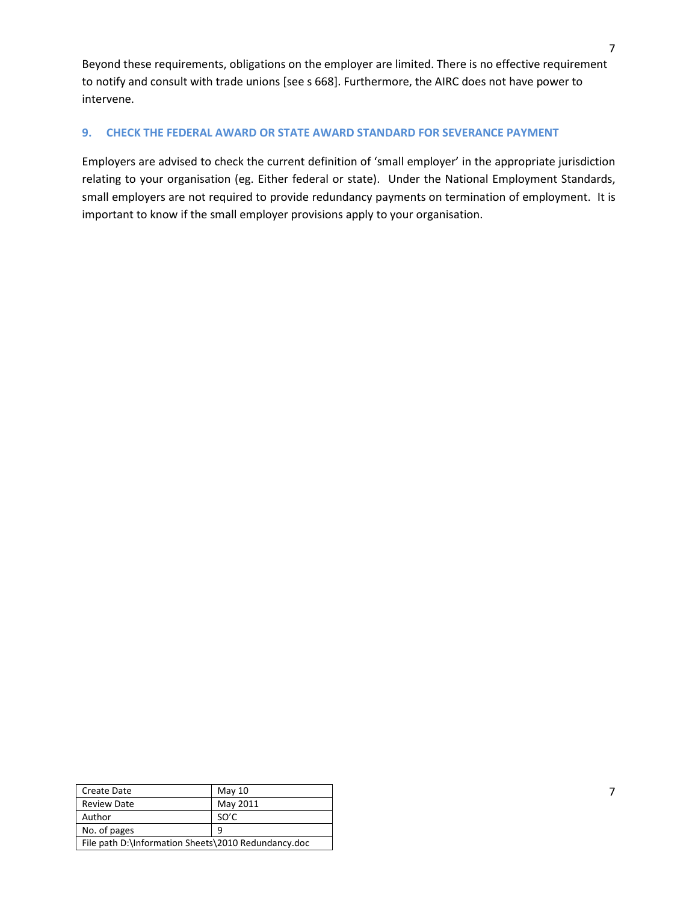Beyond these requirements, obligations on the employer are limited. There is no effective requirement to notify and consult with trade unions [see s 668]. Furthermore, the AIRC does not have power to intervene.

## 9. CHECK THE FEDERAL AWARD OR STATE AWARD STANDARD FOR SEVERANCE PAYMENT

Employers are advised to check the current definition of 'small employer' in the appropriate jurisdiction relating to your organisation (eg. Either federal or state). Under the National Employment Standards, small employers are not required to provide redundancy payments on termination of employment. It is important to know if the small employer provisions apply to your organisation.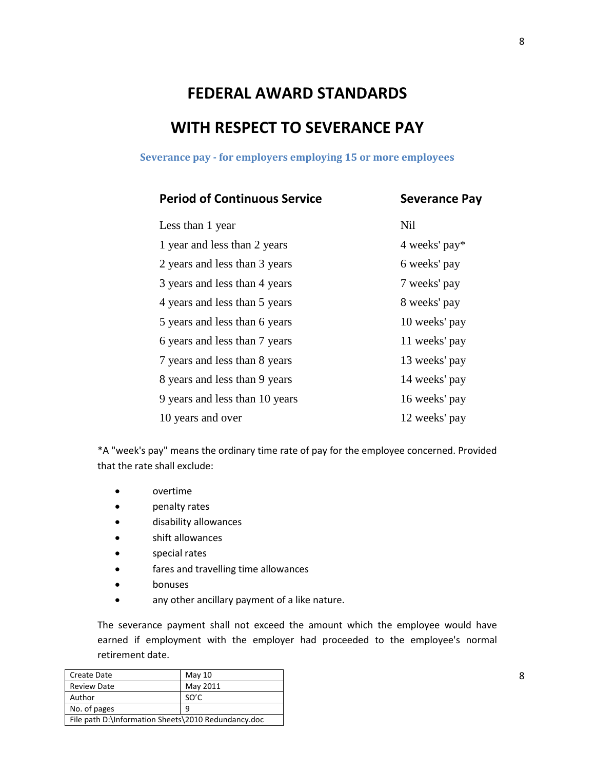# FEDERAL AWARD STANDARDS

# WITH RESPECT TO SEVERANCE PAY

### Severance pay - for employers employing 15 or more employees

| Period of Continuous Service | Severance Pay |
|---|---|
| Less than 1 year | Nil |
| 1 year and less than 2 years | 4 weeks' pay* |
| 2 years and less than 3 years | 6 weeks' pay |
| 3 years and less than 4 years | 7 weeks' pay |
| 4 years and less than 5 years | 8 weeks' pay |
| 5 years and less than 6 years | 10 weeks' pay |
| 6 years and less than 7 years | 11 weeks' pay |
| 7 years and less than 8 years | 13 weeks' pay |
| 8 years and less than 9 years | 14 weeks' pay |
| 9 years and less than 10 years | 16 weeks' pay |
| 10 years and over | 12 weeks' pay |

*A "week's pay" means the ordinary time rate of pay for the employee concerned. Provided that the rate shall exclude:

- overtime
- penalty rates
- disability allowances
- shift allowances
- special rates
- fares and travelling time allowances
- bonuses
- any other ancillary payment of a like nature.

The severance payment shall not exceed the amount which the employee would have earned if employment with the employer had proceeded to the employee's normal retirement date.

| Create Date | May 10 |
|---|---|
| Review Date | May 2011 |
| Author | SO'C |
| No. of pages | 9 |
| File path D:\Information Sheets\2010 Redundancy.doc | |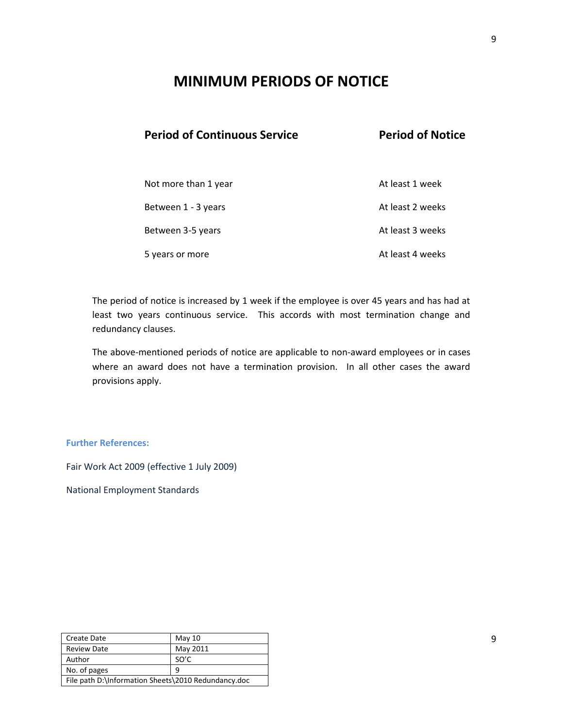# MINIMUM PERIODS OF NOTICE

| Period of Continuous Service | Period of Notice |
|---|---|
| Not more than 1 year | At least 1 week |
| Between 1 - 3 years | At least 2 weeks |
| Between 3-5 years | At least 3 weeks |
| 5 years or more | At least 4 weeks |

The period of notice is increased by 1 week if the employee is over 45 years and has had at least two years continuous service. This accords with most termination change and redundancy clauses.

The above-mentioned periods of notice are applicable to non-award employees or in cases where an award does not have a termination provision. In all other cases the award provisions apply.

**Further References:**

Fair Work Act 2009 (effective 1 July 2009)

National Employment Standards

| | |
|---|---|
| Create Date | May 10 |
| Review Date | May 2011 |
| Author | SO'C |
| No. of pages | 9 |
| File path D:\Information Sheets\2010 Redundancy.doc | |